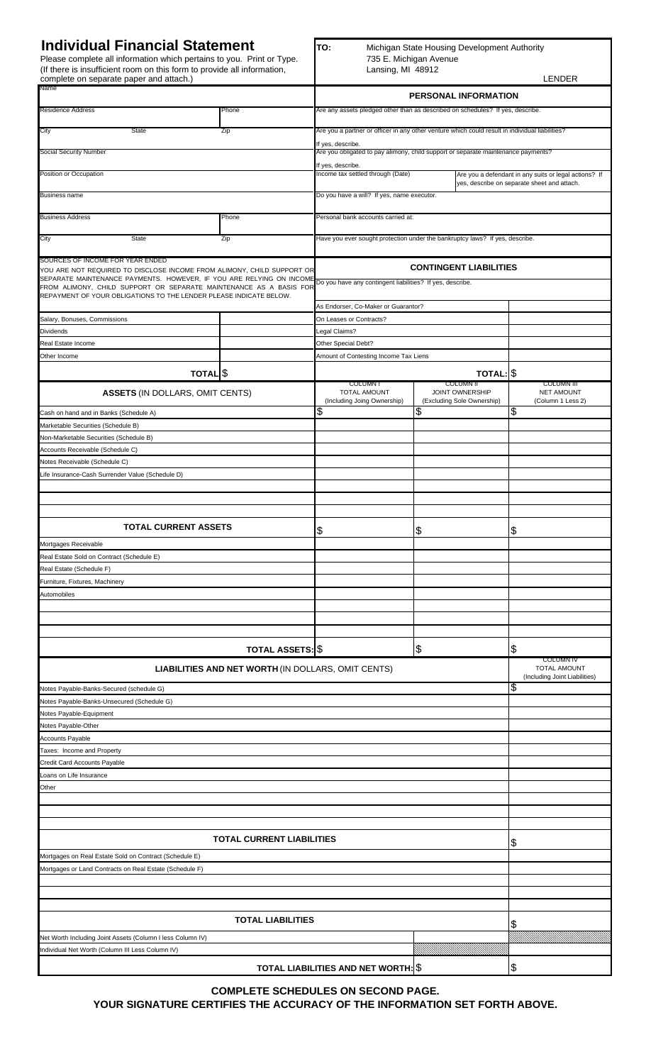# Individual Financial Statement

Please complete all information which pertains to you. Print or Type.
(If there is insufficient room on this form to provide all information, complete on separate paper and attach.)

**TO:** Michigan State Housing Development Authority
735 E. Michigan Avenue
Lansing, MI 48912

LENDER

| Name | |
|---|---|
| Residence Address | Phone |
| City / State / Zip | |
| Social Security Number | |
| Position or Occupation | |
| Business name | |
| Business Address | Phone |
| City / State / Zip | |

## PERSONAL INFORMATION

Are any assets pledged other than as described on schedules? If yes, describe.

Are you a partner or officer in any other venture which could result in individual liabilities?
If yes, describe.

Are you obligated to pay alimony, child support or separate maintenance payments?
If yes, describe.

Income tax settled through (Date)

Are you a defendant in any suits or legal actions? If yes, describe on separate sheet and attach.

Do you have a will? If yes, name executor.

Personal bank accounts carried at:

Have you ever sought protection under the bankruptcy laws? If yes, describe.

SOURCES OF INCOME FOR YEAR ENDED
YOU ARE NOT REQUIRED TO DISCLOSE INCOME FROM ALIMONY, CHILD SUPPORT OR SEPARATE MAINTENANCE PAYMENTS. HOWEVER, IF YOU ARE RELYING ON INCOME FROM ALIMONY, CHILD SUPPORT OR SEPARATE MAINTENANCE AS A BASIS FOR REPAYMENT OF YOUR OBLIGATIONS TO THE LENDER PLEASE INDICATE BELOW.

| Source | Amount |
|---|---|
| Salary, Bonuses, Commissions | |
| Dividends | |
| Real Estate Income | |
| Other Income | |
| **TOTAL** | $ |

## CONTINGENT LIABILITIES

Do you have any contingent liabilities? If yes, describe.

| | Amount |
|---|---|
| As Endorser, Co-Maker or Guarantor? | |
| On Leases or Contracts? | |
| Legal Claims? | |
| Other Special Debt? | |
| Amount of Contesting Income Tax Liens | |
| **TOTAL:** | $ |

| ASSETS (IN DOLLARS, OMIT CENTS) | COLUMN I TOTAL AMOUNT (Including Joing Ownership) | COLUMN II JOINT OWNERSHIP (Excluding Sole Ownership) | COLUMN III NET AMOUNT (Column 1 Less 2) |
|---|---|---|---|
| Cash on hand and in Banks (Schedule A) | $ | $ | $ |
| Marketable Securities (Schedule B) | | | |
| Non-Marketable Securities (Schedule B) | | | |
| Accounts Receivable (Schedule C) | | | |
| Notes Receivable (Schedule C) | | | |
| Life Insurance-Cash Surrender Value (Schedule D) | | | |
| | | | |
| | | | |
| | | | |
| **TOTAL CURRENT ASSETS** | $ | $ | $ |
| Mortgages Receivable | | | |
| Real Estate Sold on Contract (Schedule E) | | | |
| Real Estate (Schedule F) | | | |
| Furniture, Fixtures, Machinery | | | |
| Automobiles | | | |
| | | | |
| | | | |
| | | | |
| **TOTAL ASSETS:** | $ | $ | $ |

| LIABILITIES AND NET WORTH (IN DOLLARS, OMIT CENTS) | | COLUMN IV TOTAL AMOUNT (Including Joint Liabilities) |
|---|---|---|
| Notes Payable-Banks-Secured (schedule G) | | $ |
| Notes Payable-Banks-Unsecured (Schedule G) | | |
| Notes Payable-Equipment | | |
| Notes Payable-Other | | |
| Accounts Payable | | |
| Taxes: Income and Property | | |
| Credit Card Accounts Payable | | |
| Loans on Life Insurance | | |
| Other | | |
| | | |
| | | |
| | | |
| **TOTAL CURRENT LIABILITIES** | | $ |
| Mortgages on Real Estate Sold on Contract (Schedule E) | | |
| Mortgages or Land Contracts on Real Estate (Schedule F) | | |
| | | |
| | | |
| | | |
| **TOTAL LIABILITIES** | | $ |
| Net Worth Including Joint Assets (Column I less Column IV) | | |
| Individual Net Worth (Column III Less Column IV) | | |
| **TOTAL LIABILITIES AND NET WORTH:** | $ | $ |

**COMPLETE SCHEDULES ON SECOND PAGE.**
**YOUR SIGNATURE CERTIFIES THE ACCURACY OF THE INFORMATION SET FORTH ABOVE.**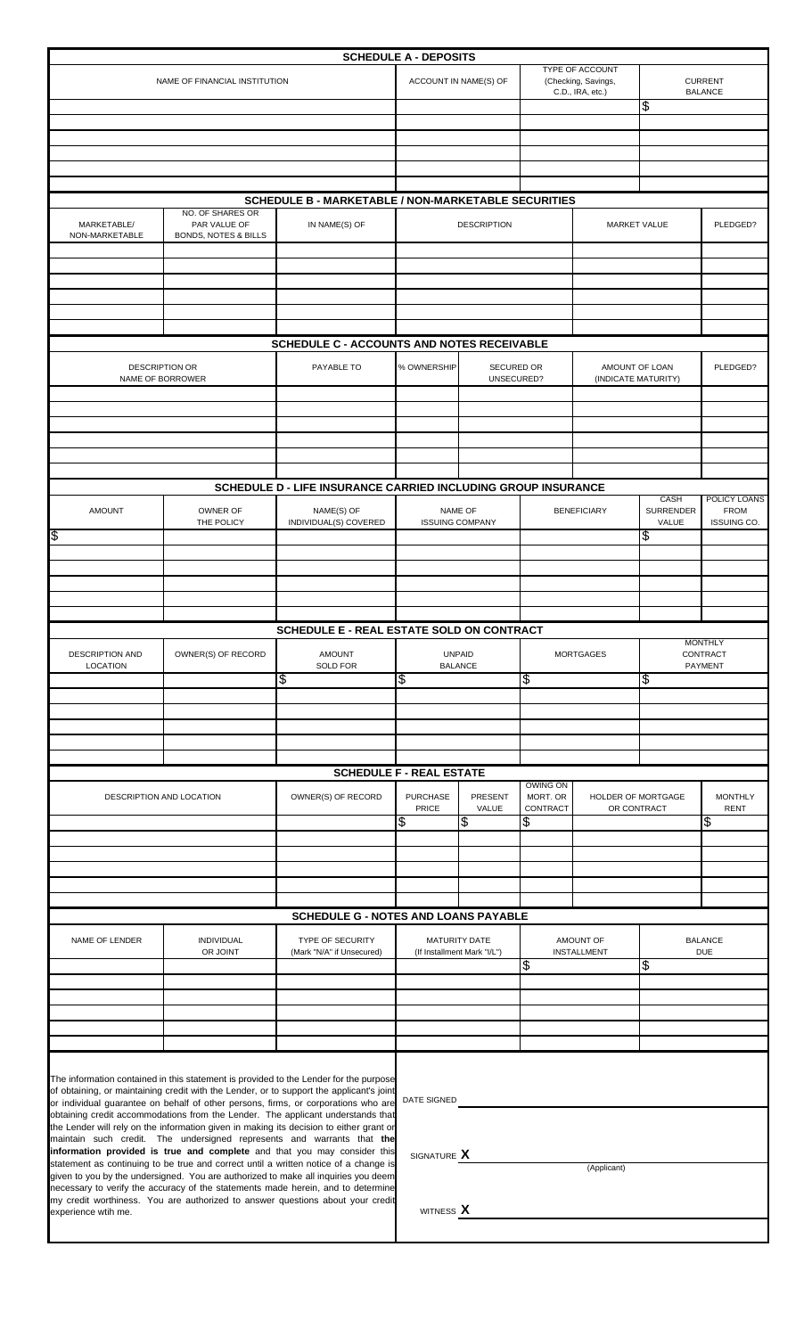## SCHEDULE A - DEPOSITS

| NAME OF FINANCIAL INSTITUTION | ACCOUNT IN NAME(S) OF | TYPE OF ACCOUNT (Checking, Savings, C.D., IRA, etc.) | CURRENT BALANCE |
|---|---|---|---|
| | | | $ |
| | | | |
| | | | |
| | | | |
| | | | |
| | | | |

## SCHEDULE B - MARKETABLE / NON-MARKETABLE SECURITIES

| MARKETABLE/ NON-MARKETABLE | NO. OF SHARES OR PAR VALUE OF BONDS, NOTES & BILLS | IN NAME(S) OF | DESCRIPTION | MARKET VALUE | PLEDGED? |
|---|---|---|---|---|---|
| | | | | | |
| | | | | | |
| | | | | | |
| | | | | | |
| | | | | | |
| | | | | | |

## SCHEDULE C - ACCOUNTS AND NOTES RECEIVABLE

| DESCRIPTION OR NAME OF BORROWER | PAYABLE TO | % OWNERSHIP | SECURED OR UNSECURED? | AMOUNT OF LOAN (INDICATE MATURITY) | PLEDGED? |
|---|---|---|---|---|---|
| | | | | | |
| | | | | | |
| | | | | | |
| | | | | | |
| | | | | | |
| | | | | | |

## SCHEDULE D - LIFE INSURANCE CARRIED INCLUDING GROUP INSURANCE

| AMOUNT | OWNER OF THE POLICY | NAME(S) OF INDIVIDUAL(S) COVERED | NAME OF ISSUING COMPANY | BENEFICIARY | CASH SURRENDER VALUE | POLICY LOANS FROM ISSUING CO. |
|---|---|---|---|---|---|---|
| $ | | | | | $ | |
| | | | | | | |
| | | | | | | |
| | | | | | | |
| | | | | | | |
| | | | | | | |

## SCHEDULE E - REAL ESTATE SOLD ON CONTRACT

| DESCRIPTION AND LOCATION | OWNER(S) OF RECORD | AMOUNT SOLD FOR | UNPAID BALANCE | MORTGAGES | MONTHLY CONTRACT PAYMENT |
|---|---|---|---|---|---|
| | | $ | $ | $ | $ |
| | | | | | |
| | | | | | |
| | | | | | |
| | | | | | |
| | | | | | |

## SCHEDULE F - REAL ESTATE

| DESCRIPTION AND LOCATION | OWNER(S) OF RECORD | PURCHASE PRICE | PRESENT VALUE | OWING ON MORT. OR CONTRACT | HOLDER OF MORTGAGE OR CONTRACT | MONTHLY RENT |
|---|---|---|---|---|---|---|
| | | $ | $ | $ | | $ |
| | | | | | | |
| | | | | | | |
| | | | | | | |
| | | | | | | |
| | | | | | | |

## SCHEDULE G - NOTES AND LOANS PAYABLE

| NAME OF LENDER | INDIVIDUAL OR JOINT | TYPE OF SECURITY (Mark "N/A" if Unsecured) | MATURITY DATE (If Installment Mark "I/L") | AMOUNT OF INSTALLMENT | BALANCE DUE |
|---|---|---|---|---|---|
| | | | | $ | $ |
| | | | | | |
| | | | | | |
| | | | | | |
| | | | | | |
| | | | | | |

The information contained in this statement is provided to the Lender for the purpose of obtaining, or maintaining credit with the Lender, or to support the applicant's joint or individual guarantee on behalf of other persons, firms, or corporations who are obtaining credit accommodations from the Lender. The applicant understands that the Lender will rely on the information given in making its decision to either grant or maintain such credit. The undersigned represents and warrants that **the information provided is true and complete** and that you may consider this statement as continuing to be true and correct until a written notice of a change is given to you by the undersigned. You are authorized to make all inquiries you deem necessary to verify the accuracy of the statements made herein, and to determine my credit worthiness. You are authorized to answer questions about your credit experience wtih me.

DATE SIGNED ______________________

SIGNATURE **X** ______________________ (Applicant)

WITNESS **X** ______________________